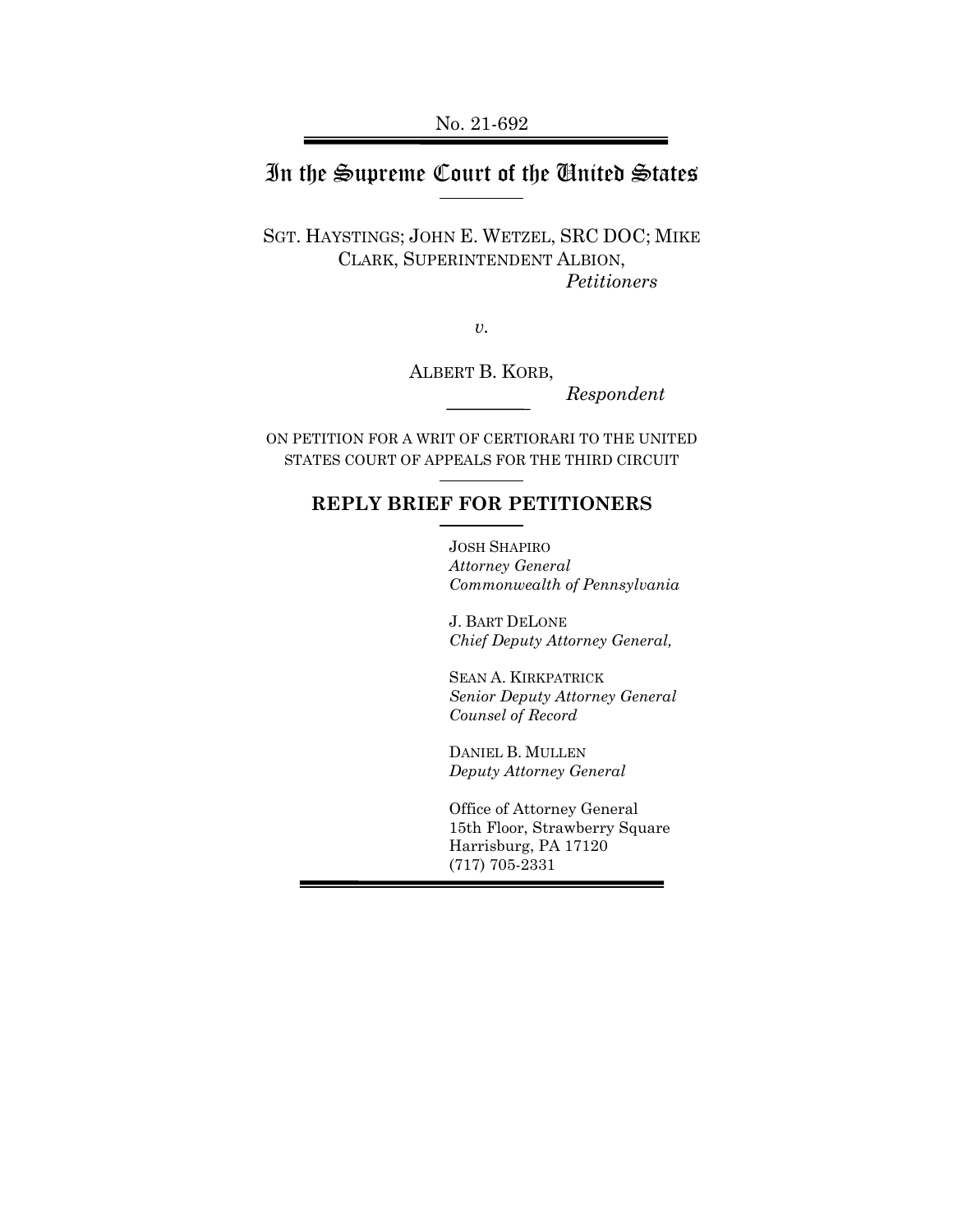No. 21-692

# In the Supreme Court of the United States

SGT. HAYSTINGS; JOHN E. WETZEL, SRC DOC; MIKE CLARK, SUPERINTENDENT ALBION,
*Petitioners*

*v.*

ALBERT B. KORB,
*Respondent*

ON PETITION FOR A WRIT OF CERTIORARI TO THE UNITED STATES COURT OF APPEALS FOR THE THIRD CIRCUIT

## REPLY BRIEF FOR PETITIONERS

JOSH SHAPIRO
*Attorney General*
*Commonwealth of Pennsylvania*

J. BART DELONE
*Chief Deputy Attorney General,*

SEAN A. KIRKPATRICK
*Senior Deputy Attorney General*
*Counsel of Record*

DANIEL B. MULLEN
*Deputy Attorney General*

Office of Attorney General
15th Floor, Strawberry Square
Harrisburg, PA 17120
(717) 705-2331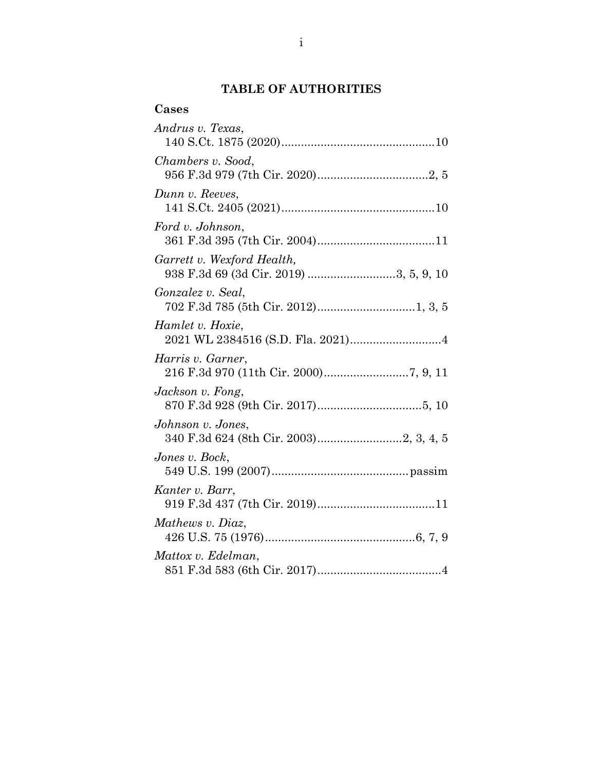# TABLE OF AUTHORITIES

## Cases

*Andrus v. Texas*,
140 S.Ct. 1875 (2020)..............................................10

*Chambers v. Sood*,
956 F.3d 979 (7th Cir. 2020).................................2, 5

*Dunn v. Reeves*,
141 S.Ct. 2405 (2021)..............................................10

*Ford v. Johnson*,
361 F.3d 395 (7th Cir. 2004)...................................11

*Garrett v. Wexford Health,*
938 F.3d 69 (3d Cir. 2019) ..........................3, 5, 9, 10

*Gonzalez v. Seal*,
702 F.3d 785 (5th Cir. 2012).............................1, 3, 5

*Hamlet v. Hoxie*,
2021 WL 2384516 (S.D. Fla. 2021)...........................4

*Harris v. Garner*,
216 F.3d 970 (11th Cir. 2000).........................7, 9, 11

*Jackson v. Fong*,
870 F.3d 928 (9th Cir. 2017)...............................5, 10

*Johnson v. Jones*,
340 F.3d 624 (8th Cir. 2003).........................2, 3, 4, 5

*Jones v. Bock*,
549 U.S. 199 (2007)......................................... passim

*Kanter v. Barr*,
919 F.3d 437 (7th Cir. 2019)...................................11

*Mathews v. Diaz*,
426 U.S. 75 (1976)..............................................6, 7, 9

*Mattox v. Edelman*,
851 F.3d 583 (6th Cir. 2017).....................................4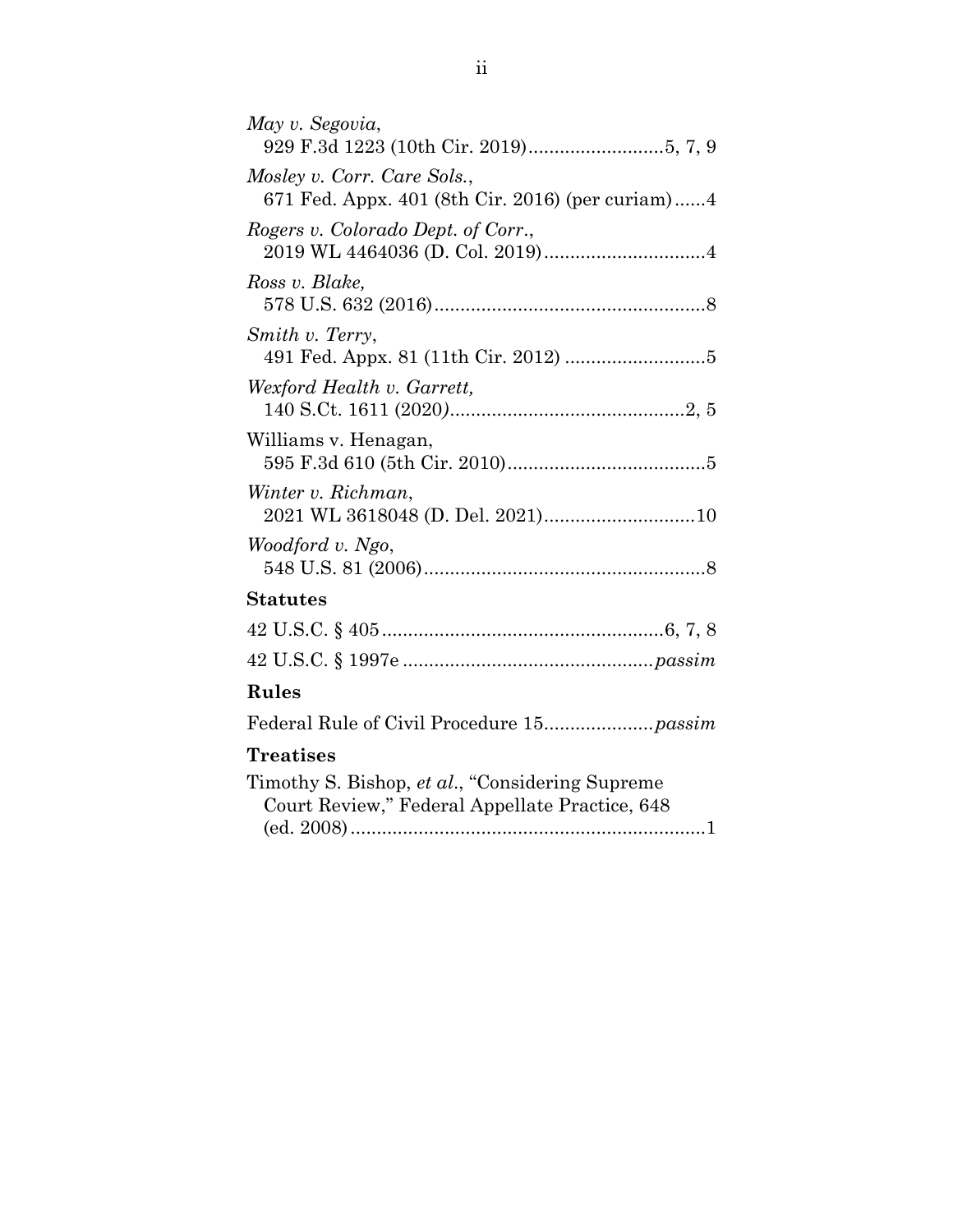*May v. Segovia*,
929 F.3d 1223 (10th Cir. 2019)..........................5, 7, 9

*Mosley v. Corr. Care Sols.*,
671 Fed. Appx. 401 (8th Cir. 2016) (per curiam)......4

*Rogers v. Colorado Dept. of Corr*.,
2019 WL 4464036 (D. Col. 2019)...............................4

*Ross v. Blake,*
578 U.S. 632 (2016)....................................................8

*Smith v. Terry*,
491 Fed. Appx. 81 (11th Cir. 2012) ...........................5

*Wexford Health v. Garrett,*
140 S.Ct. 1611 (2020)..............................................2, 5

Williams v. Henagan,
595 F.3d 610 (5th Cir. 2010)......................................5

*Winter v. Richman*,
2021 WL 3618048 (D. Del. 2021).............................10

*Woodford v. Ngo*,
548 U.S. 81 (2006)......................................................8

**Statutes**

42 U.S.C. § 405......................................................6, 7, 8

42 U.S.C. § 1997e ...............................................*passim*

**Rules**

Federal Rule of Civil Procedure 15.....................*passim*

**Treatises**

Timothy S. Bishop, *et al*., "Considering Supreme Court Review," Federal Appellate Practice, 648 (ed. 2008)....................................................................1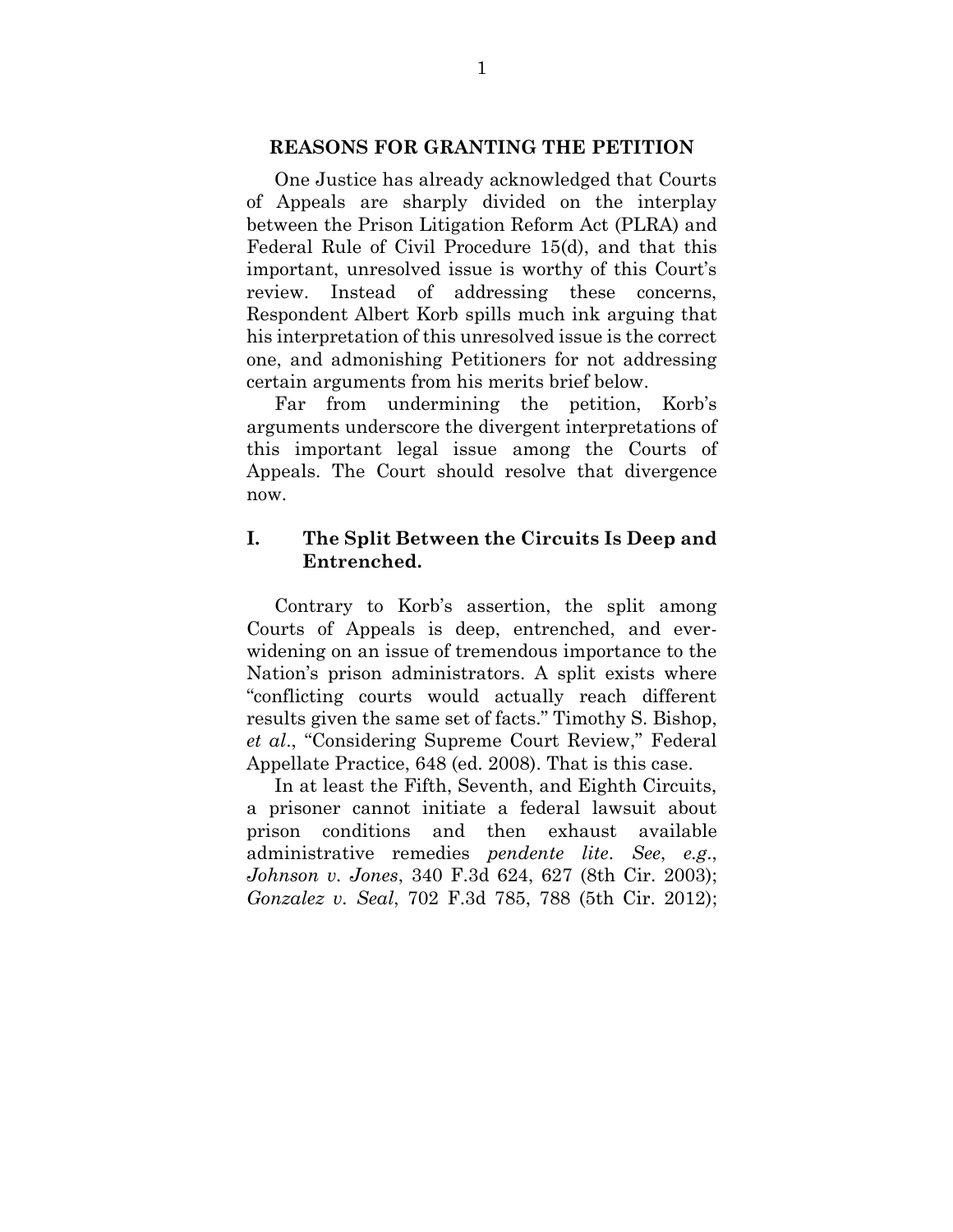## REASONS FOR GRANTING THE PETITION

One Justice has already acknowledged that Courts of Appeals are sharply divided on the interplay between the Prison Litigation Reform Act (PLRA) and Federal Rule of Civil Procedure 15(d), and that this important, unresolved issue is worthy of this Court's review. Instead of addressing these concerns, Respondent Albert Korb spills much ink arguing that his interpretation of this unresolved issue is the correct one, and admonishing Petitioners for not addressing certain arguments from his merits brief below.

Far from undermining the petition, Korb's arguments underscore the divergent interpretations of this important legal issue among the Courts of Appeals. The Court should resolve that divergence now.

### I. The Split Between the Circuits Is Deep and Entrenched.

Contrary to Korb's assertion, the split among Courts of Appeals is deep, entrenched, and ever-widening on an issue of tremendous importance to the Nation's prison administrators. A split exists where "conflicting courts would actually reach different results given the same set of facts." Timothy S. Bishop, *et al*., "Considering Supreme Court Review," Federal Appellate Practice, 648 (ed. 2008). That is this case.

In at least the Fifth, Seventh, and Eighth Circuits, a prisoner cannot initiate a federal lawsuit about prison conditions and then exhaust available administrative remedies *pendente lite*. *See*, *e.g*., *Johnson v. Jones*, 340 F.3d 624, 627 (8th Cir. 2003); *Gonzalez v. Seal*, 702 F.3d 785, 788 (5th Cir. 2012);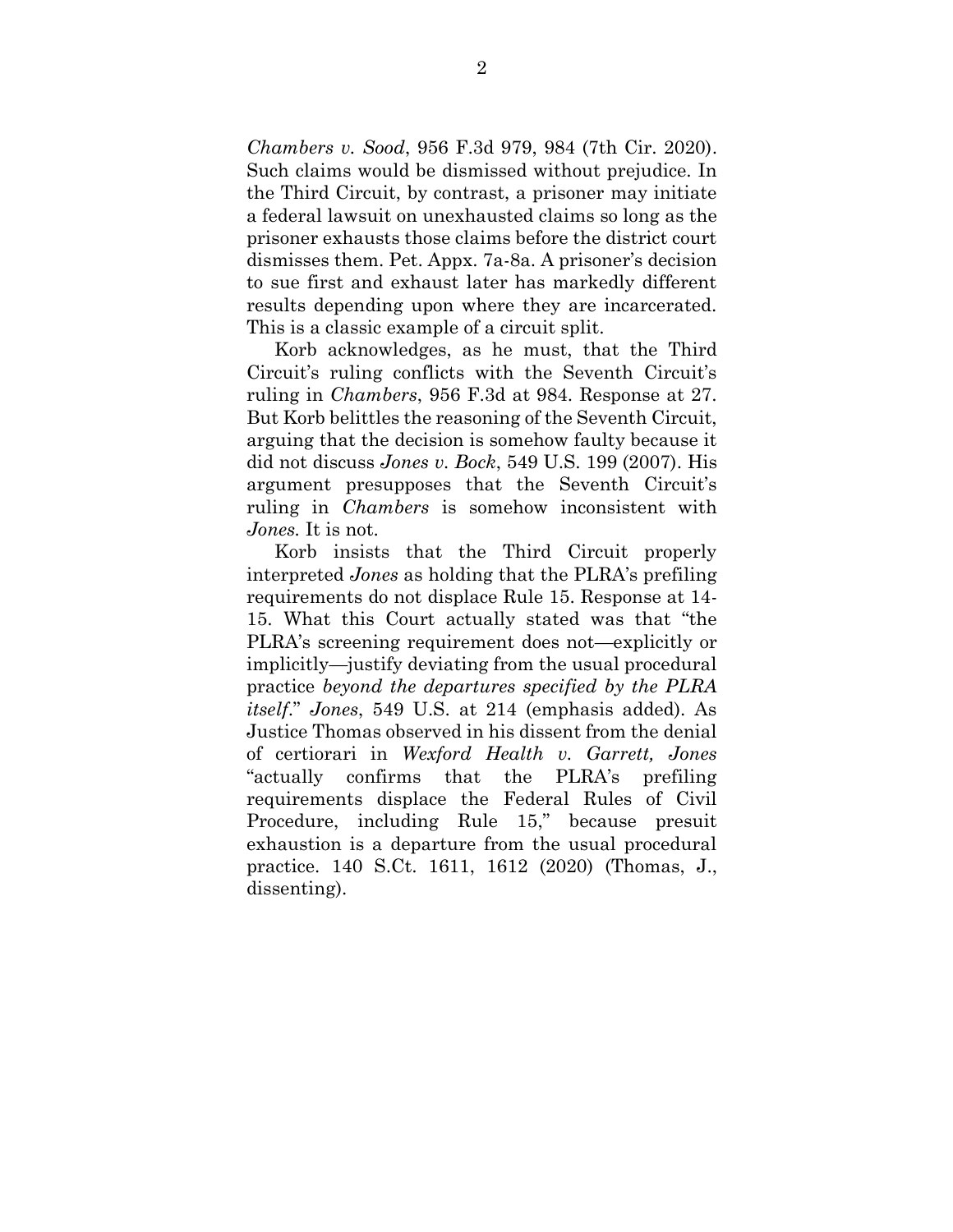*Chambers v. Sood*, 956 F.3d 979, 984 (7th Cir. 2020). Such claims would be dismissed without prejudice. In the Third Circuit, by contrast, a prisoner may initiate a federal lawsuit on unexhausted claims so long as the prisoner exhausts those claims before the district court dismisses them. Pet. Appx. 7a-8a. A prisoner's decision to sue first and exhaust later has markedly different results depending upon where they are incarcerated. This is a classic example of a circuit split.

Korb acknowledges, as he must, that the Third Circuit's ruling conflicts with the Seventh Circuit's ruling in *Chambers*, 956 F.3d at 984. Response at 27. But Korb belittles the reasoning of the Seventh Circuit, arguing that the decision is somehow faulty because it did not discuss *Jones v. Bock*, 549 U.S. 199 (2007). His argument presupposes that the Seventh Circuit's ruling in *Chambers* is somehow inconsistent with *Jones*. It is not.

Korb insists that the Third Circuit properly interpreted *Jones* as holding that the PLRA's prefiling requirements do not displace Rule 15. Response at 14-15. What this Court actually stated was that "the PLRA's screening requirement does not—explicitly or implicitly—justify deviating from the usual procedural practice *beyond the departures specified by the PLRA itself*." *Jones*, 549 U.S. at 214 (emphasis added). As Justice Thomas observed in his dissent from the denial of certiorari in *Wexford Health v. Garrett, Jones* "actually confirms that the PLRA's prefiling requirements displace the Federal Rules of Civil Procedure, including Rule 15," because presuit exhaustion is a departure from the usual procedural practice. 140 S.Ct. 1611, 1612 (2020) (Thomas, J., dissenting).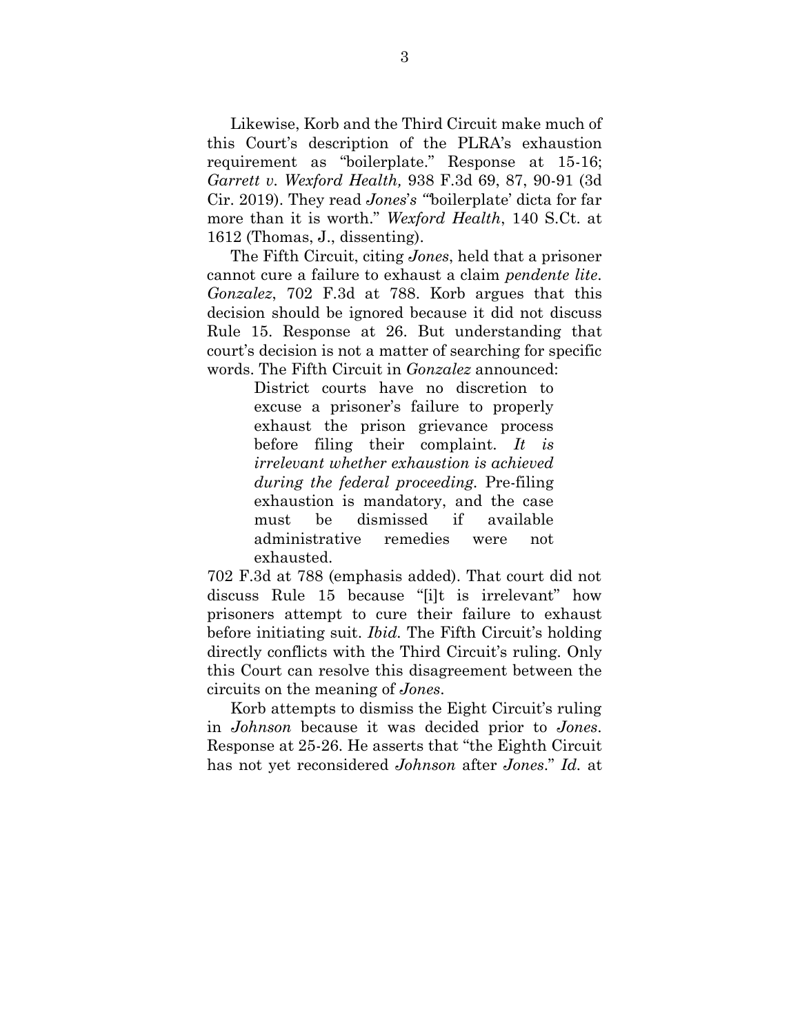Likewise, Korb and the Third Circuit make much of this Court's description of the PLRA's exhaustion requirement as "boilerplate." Response at 15-16; *Garrett v. Wexford Health,* 938 F.3d 69, 87, 90-91 (3d Cir. 2019). They read *Jones*'s "'boilerplate' dicta for far more than it is worth." *Wexford Health*, 140 S.Ct. at 1612 (Thomas, J., dissenting).

The Fifth Circuit, citing *Jones*, held that a prisoner cannot cure a failure to exhaust a claim *pendente lite*. *Gonzalez*, 702 F.3d at 788. Korb argues that this decision should be ignored because it did not discuss Rule 15. Response at 26. But understanding that court's decision is not a matter of searching for specific words. The Fifth Circuit in *Gonzalez* announced:

> District courts have no discretion to excuse a prisoner's failure to properly exhaust the prison grievance process before filing their complaint. *It is irrelevant whether exhaustion is achieved during the federal proceeding.* Pre-filing exhaustion is mandatory, and the case must be dismissed if available administrative remedies were not exhausted.

702 F.3d at 788 (emphasis added). That court did not discuss Rule 15 because "[i]t is irrelevant" how prisoners attempt to cure their failure to exhaust before initiating suit. *Ibid.* The Fifth Circuit's holding directly conflicts with the Third Circuit's ruling. Only this Court can resolve this disagreement between the circuits on the meaning of *Jones*.

Korb attempts to dismiss the Eight Circuit's ruling in *Johnson* because it was decided prior to *Jones*. Response at 25-26. He asserts that "the Eighth Circuit has not yet reconsidered *Johnson* after *Jones*." *Id.* at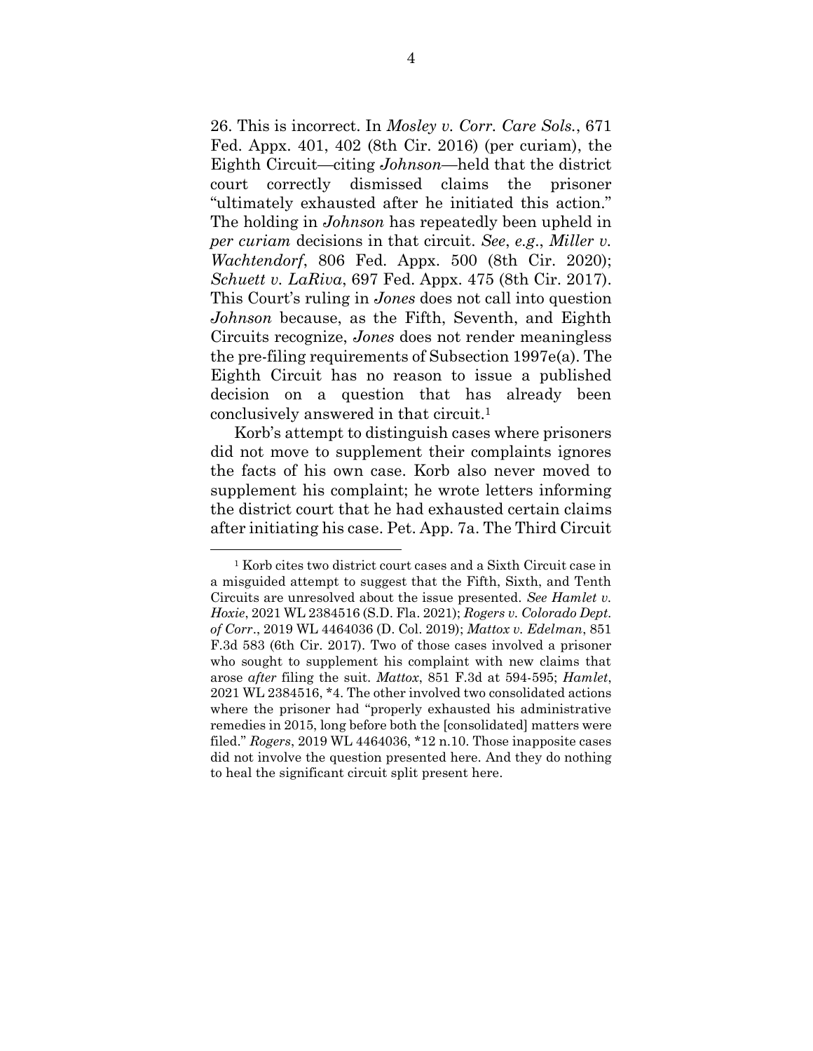26. This is incorrect. In *Mosley v. Corr. Care Sols.*, 671 Fed. Appx. 401, 402 (8th Cir. 2016) (per curiam), the Eighth Circuit—citing *Johnson*—held that the district court correctly dismissed claims the prisoner "ultimately exhausted after he initiated this action." The holding in *Johnson* has repeatedly been upheld in *per curiam* decisions in that circuit. *See*, *e.g*., *Miller v. Wachtendorf*, 806 Fed. Appx. 500 (8th Cir. 2020); *Schuett v. LaRiva*, 697 Fed. Appx. 475 (8th Cir. 2017). This Court's ruling in *Jones* does not call into question *Johnson* because, as the Fifth, Seventh, and Eighth Circuits recognize, *Jones* does not render meaningless the pre-filing requirements of Subsection 1997e(a). The Eighth Circuit has no reason to issue a published decision on a question that has already been conclusively answered in that circuit.[1]

Korb's attempt to distinguish cases where prisoners did not move to supplement their complaints ignores the facts of his own case. Korb also never moved to supplement his complaint; he wrote letters informing the district court that he had exhausted certain claims after initiating his case. Pet. App. 7a. The Third Circuit

[1] Korb cites two district court cases and a Sixth Circuit case in a misguided attempt to suggest that the Fifth, Sixth, and Tenth Circuits are unresolved about the issue presented. *See Hamlet v. Hoxie*, 2021 WL 2384516 (S.D. Fla. 2021); *Rogers v. Colorado Dept. of Corr*., 2019 WL 4464036 (D. Col. 2019); *Mattox v. Edelman*, 851 F.3d 583 (6th Cir. 2017). Two of those cases involved a prisoner who sought to supplement his complaint with new claims that arose *after* filing the suit. *Mattox*, 851 F.3d at 594-595; *Hamlet*, 2021 WL 2384516, *4. The other involved two consolidated actions where the prisoner had "properly exhausted his administrative remedies in 2015, long before both the [consolidated] matters were filed." *Rogers*, 2019 WL 4464036, *12 n.10. Those inapposite cases did not involve the question presented here. And they do nothing to heal the significant circuit split present here.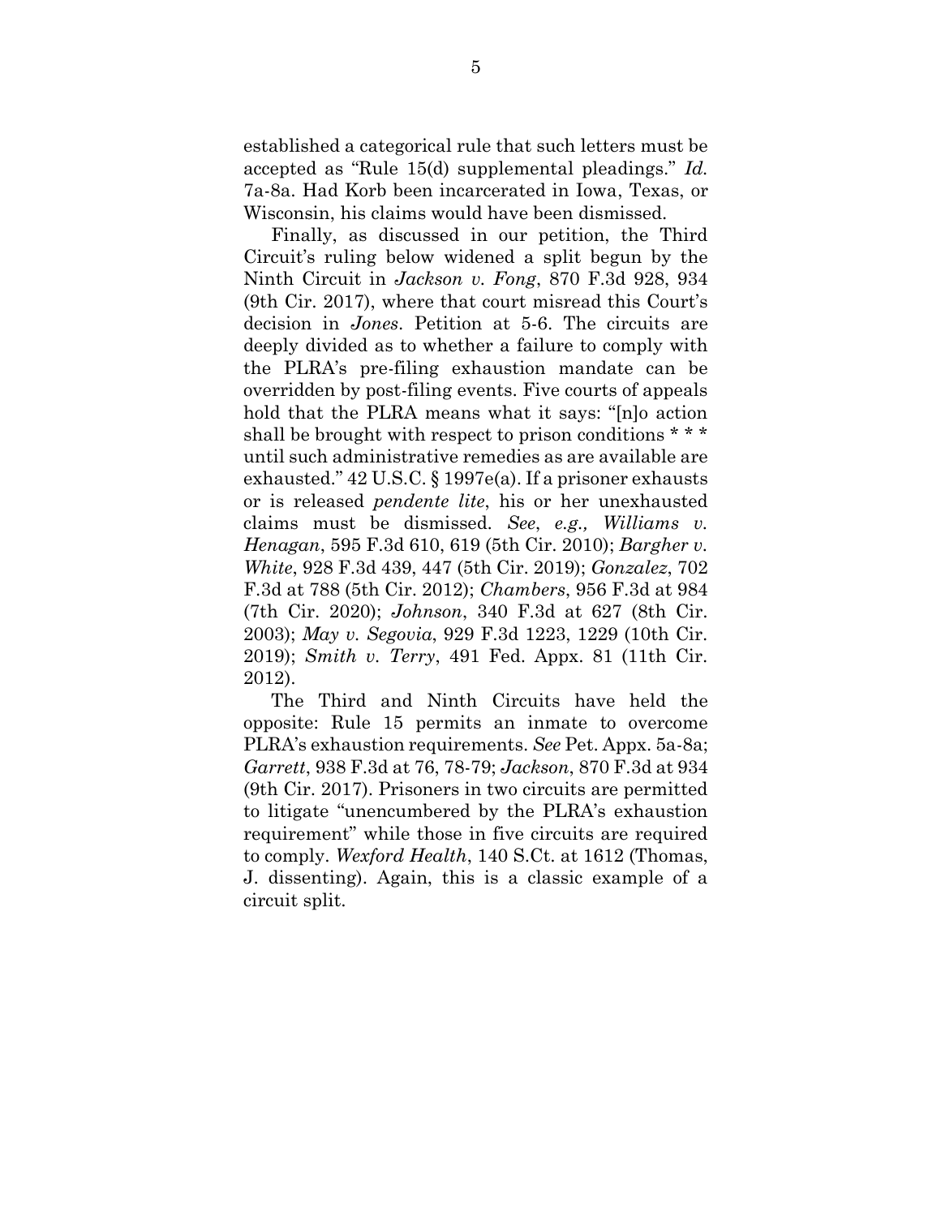established a categorical rule that such letters must be accepted as "Rule 15(d) supplemental pleadings." *Id.* 7a-8a. Had Korb been incarcerated in Iowa, Texas, or Wisconsin, his claims would have been dismissed.

Finally, as discussed in our petition, the Third Circuit's ruling below widened a split begun by the Ninth Circuit in *Jackson v. Fong*, 870 F.3d 928, 934 (9th Cir. 2017), where that court misread this Court's decision in *Jones*. Petition at 5-6. The circuits are deeply divided as to whether a failure to comply with the PLRA's pre-filing exhaustion mandate can be overridden by post-filing events. Five courts of appeals hold that the PLRA means what it says: "[n]o action shall be brought with respect to prison conditions * * * until such administrative remedies as are available are exhausted." 42 U.S.C. § 1997e(a). If a prisoner exhausts or is released *pendente lite*, his or her unexhausted claims must be dismissed. *See*, *e.g., Williams v. Henagan*, 595 F.3d 610, 619 (5th Cir. 2010); *Bargher v. White*, 928 F.3d 439, 447 (5th Cir. 2019); *Gonzalez*, 702 F.3d at 788 (5th Cir. 2012); *Chambers*, 956 F.3d at 984 (7th Cir. 2020); *Johnson*, 340 F.3d at 627 (8th Cir. 2003); *May v. Segovia*, 929 F.3d 1223, 1229 (10th Cir. 2019); *Smith v. Terry*, 491 Fed. Appx. 81 (11th Cir. 2012).

The Third and Ninth Circuits have held the opposite: Rule 15 permits an inmate to overcome PLRA's exhaustion requirements. *See* Pet. Appx. 5a-8a; *Garrett*, 938 F.3d at 76, 78-79; *Jackson*, 870 F.3d at 934 (9th Cir. 2017). Prisoners in two circuits are permitted to litigate "unencumbered by the PLRA's exhaustion requirement" while those in five circuits are required to comply. *Wexford Health*, 140 S.Ct. at 1612 (Thomas, J. dissenting). Again, this is a classic example of a circuit split.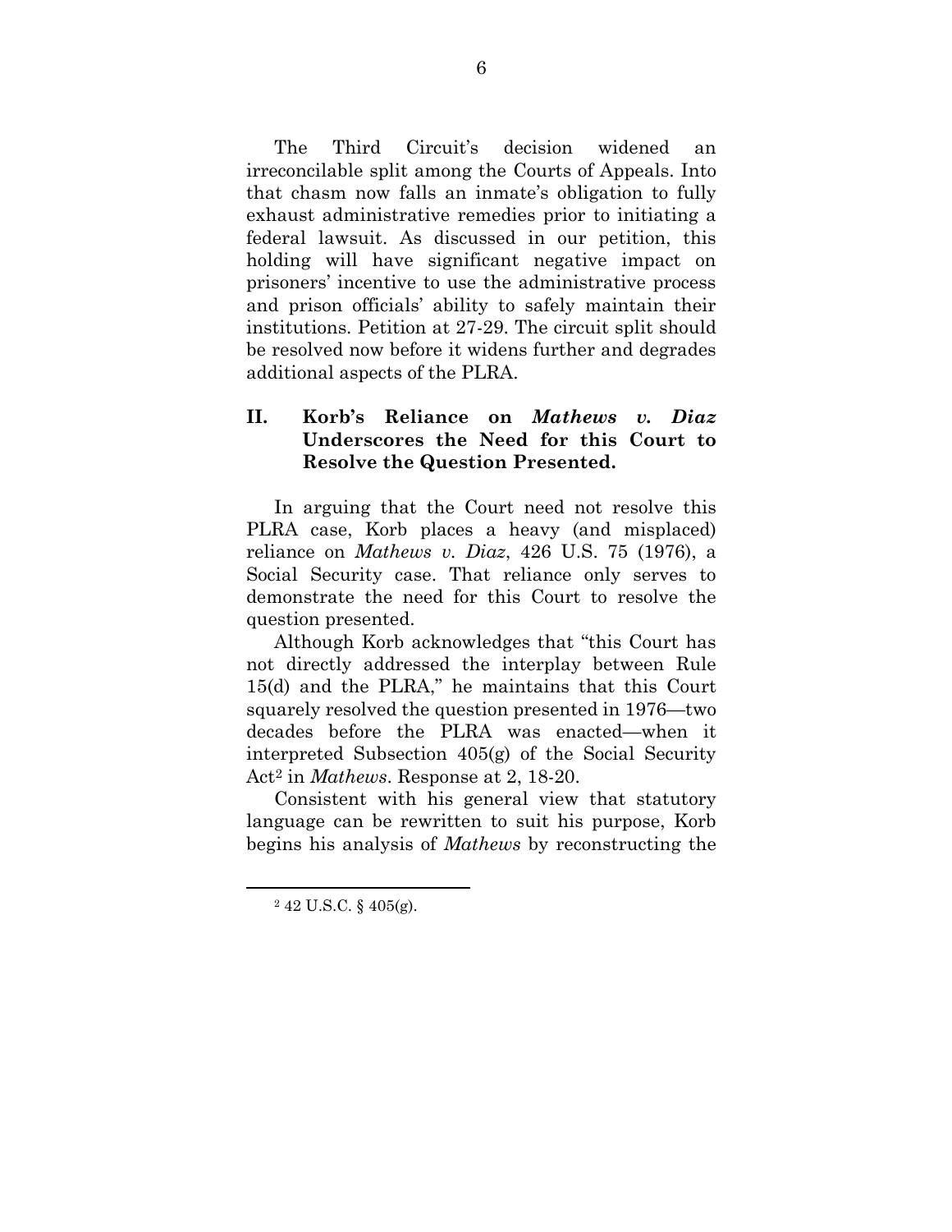The Third Circuit's decision widened an irreconcilable split among the Courts of Appeals. Into that chasm now falls an inmate's obligation to fully exhaust administrative remedies prior to initiating a federal lawsuit. As discussed in our petition, this holding will have significant negative impact on prisoners' incentive to use the administrative process and prison officials' ability to safely maintain their institutions. Petition at 27-29. The circuit split should be resolved now before it widens further and degrades additional aspects of the PLRA.

## II. Korb's Reliance on *Mathews v. Diaz* Underscores the Need for this Court to Resolve the Question Presented.

In arguing that the Court need not resolve this PLRA case, Korb places a heavy (and misplaced) reliance on *Mathews v. Diaz*, 426 U.S. 75 (1976), a Social Security case. That reliance only serves to demonstrate the need for this Court to resolve the question presented.

Although Korb acknowledges that "this Court has not directly addressed the interplay between Rule 15(d) and the PLRA," he maintains that this Court squarely resolved the question presented in 1976—two decades before the PLRA was enacted—when it interpreted Subsection 405(g) of the Social Security Act[2] in *Mathews*. Response at 2, 18-20.

Consistent with his general view that statutory language can be rewritten to suit his purpose, Korb begins his analysis of *Mathews* by reconstructing the

---

[2] 42 U.S.C. § 405(g).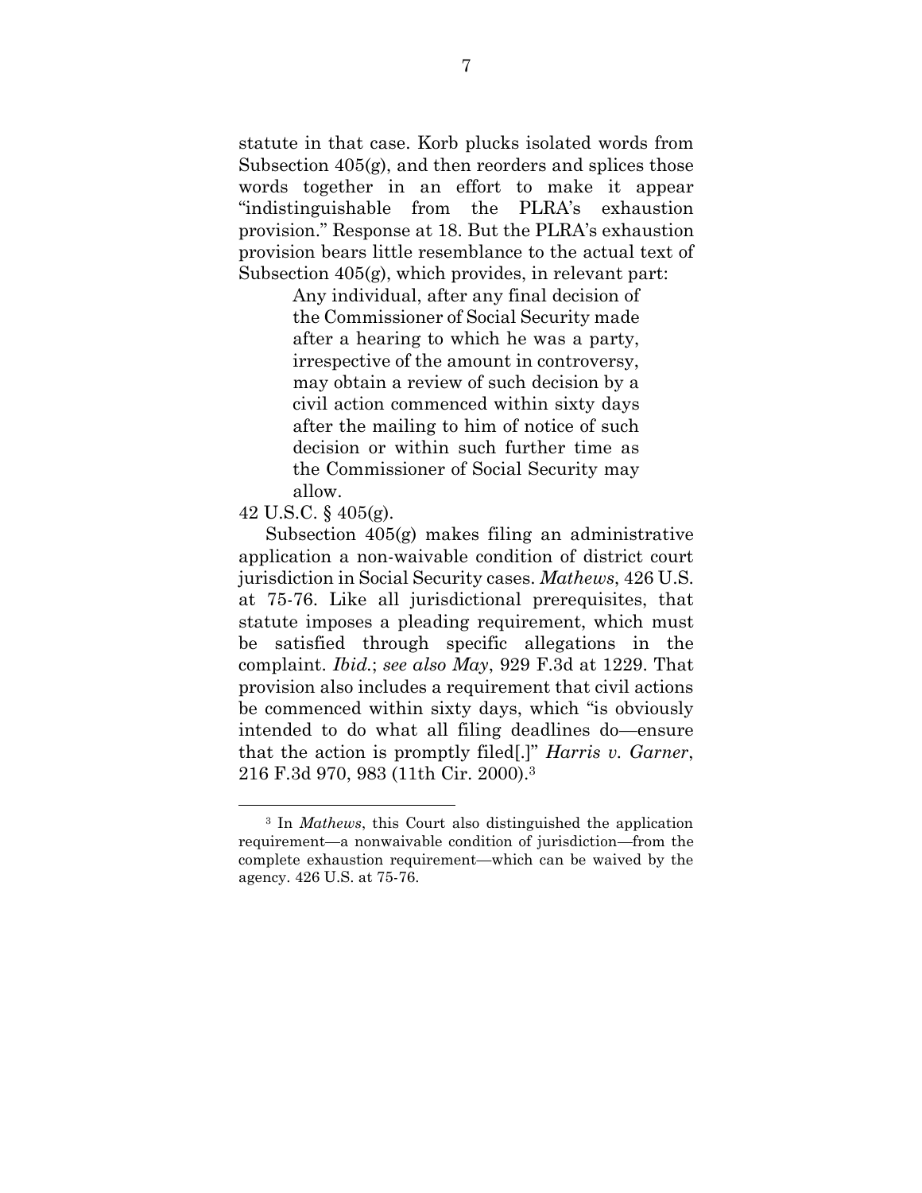statute in that case. Korb plucks isolated words from Subsection 405(g), and then reorders and splices those words together in an effort to make it appear "indistinguishable from the PLRA's exhaustion provision." Response at 18. But the PLRA's exhaustion provision bears little resemblance to the actual text of Subsection 405(g), which provides, in relevant part:

> Any individual, after any final decision of the Commissioner of Social Security made after a hearing to which he was a party, irrespective of the amount in controversy, may obtain a review of such decision by a civil action commenced within sixty days after the mailing to him of notice of such decision or within such further time as the Commissioner of Social Security may allow.

42 U.S.C. § 405(g).

Subsection 405(g) makes filing an administrative application a non-waivable condition of district court jurisdiction in Social Security cases. *Mathews*, 426 U.S. at 75-76. Like all jurisdictional prerequisites, that statute imposes a pleading requirement, which must be satisfied through specific allegations in the complaint. *Ibid.*; *see also May*, 929 F.3d at 1229. That provision also includes a requirement that civil actions be commenced within sixty days, which "is obviously intended to do what all filing deadlines do—ensure that the action is promptly filed[.]" *Harris v. Garner*, 216 F.3d 970, 983 (11th Cir. 2000).[3]

---

[3] In *Mathews*, this Court also distinguished the application requirement—a nonwaivable condition of jurisdiction—from the complete exhaustion requirement—which can be waived by the agency. 426 U.S. at 75-76.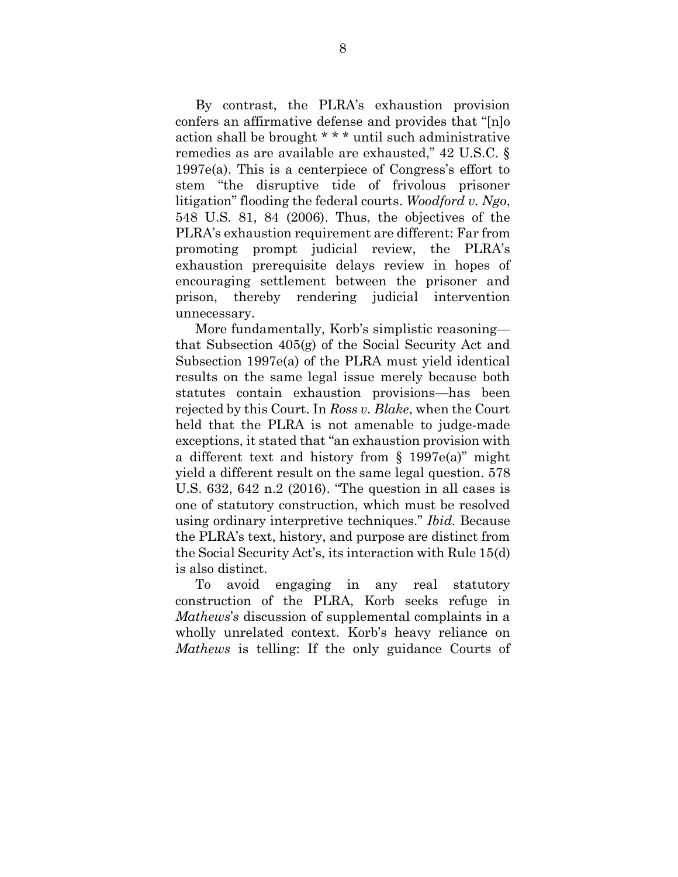By contrast, the PLRA's exhaustion provision confers an affirmative defense and provides that "[n]o action shall be brought * * * until such administrative remedies as are available are exhausted," 42 U.S.C. § 1997e(a). This is a centerpiece of Congress's effort to stem "the disruptive tide of frivolous prisoner litigation" flooding the federal courts. *Woodford v. Ngo*, 548 U.S. 81, 84 (2006). Thus, the objectives of the PLRA's exhaustion requirement are different: Far from promoting prompt judicial review, the PLRA's exhaustion prerequisite delays review in hopes of encouraging settlement between the prisoner and prison, thereby rendering judicial intervention unnecessary.

More fundamentally, Korb's simplistic reasoning—that Subsection 405(g) of the Social Security Act and Subsection 1997e(a) of the PLRA must yield identical results on the same legal issue merely because both statutes contain exhaustion provisions—has been rejected by this Court. In *Ross v. Blake*, when the Court held that the PLRA is not amenable to judge-made exceptions, it stated that "an exhaustion provision with a different text and history from § 1997e(a)" might yield a different result on the same legal question. 578 U.S. 632, 642 n.2 (2016). "The question in all cases is one of statutory construction, which must be resolved using ordinary interpretive techniques." *Ibid.* Because the PLRA's text, history, and purpose are distinct from the Social Security Act's, its interaction with Rule 15(d) is also distinct.

To avoid engaging in any real statutory construction of the PLRA, Korb seeks refuge in *Mathews*'s discussion of supplemental complaints in a wholly unrelated context. Korb's heavy reliance on *Mathews* is telling: If the only guidance Courts of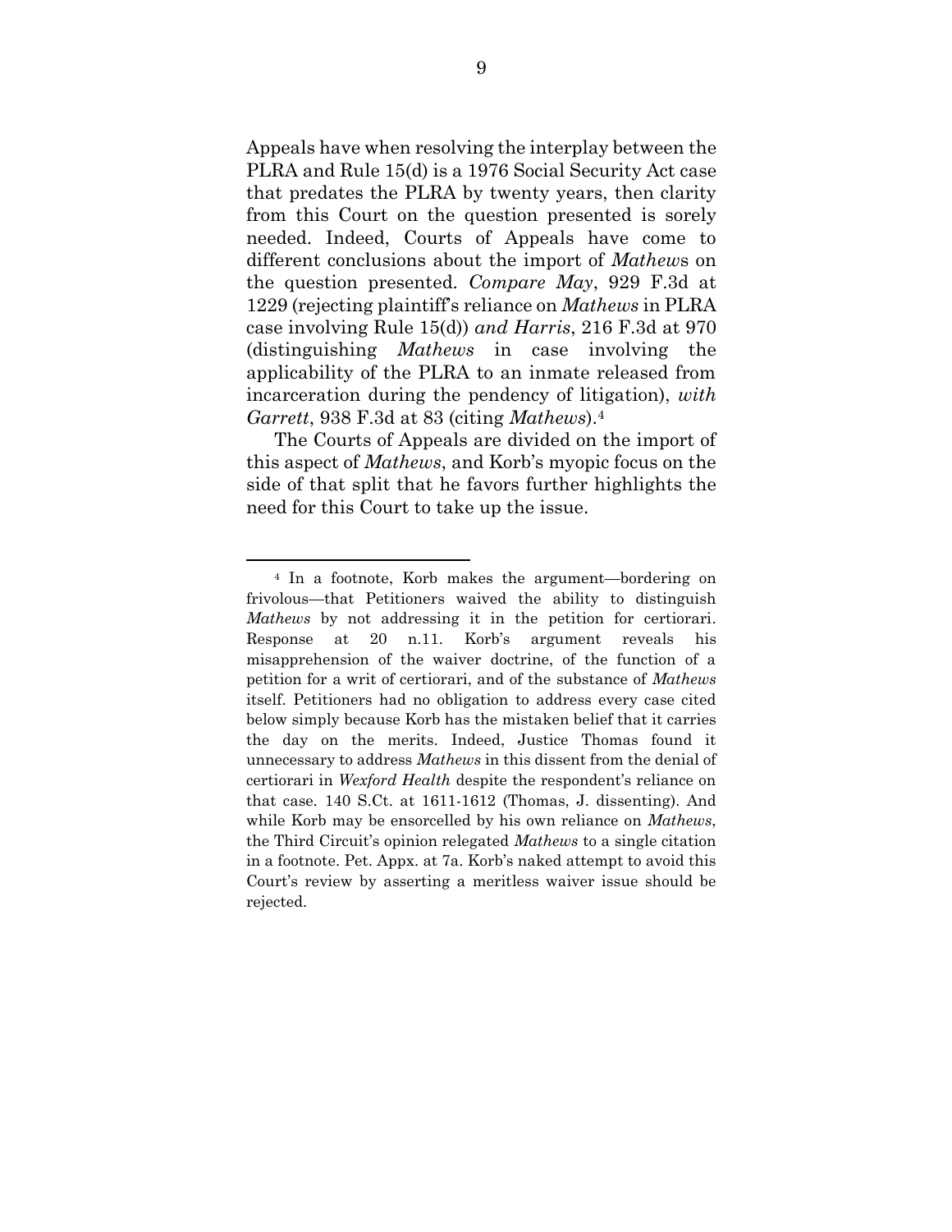Appeals have when resolving the interplay between the PLRA and Rule 15(d) is a 1976 Social Security Act case that predates the PLRA by twenty years, then clarity from this Court on the question presented is sorely needed. Indeed, Courts of Appeals have come to different conclusions about the import of *Mathew*s on the question presented. *Compare May*, 929 F.3d at 1229 (rejecting plaintiff's reliance on *Mathews* in PLRA case involving Rule 15(d)) *and Harris*, 216 F.3d at 970 (distinguishing *Mathews* in case involving the applicability of the PLRA to an inmate released from incarceration during the pendency of litigation), *with Garrett*, 938 F.3d at 83 (citing *Mathews*).[4]

The Courts of Appeals are divided on the import of this aspect of *Mathews*, and Korb's myopic focus on the side of that split that he favors further highlights the need for this Court to take up the issue.

---

[4] In a footnote, Korb makes the argument—bordering on frivolous—that Petitioners waived the ability to distinguish *Mathews* by not addressing it in the petition for certiorari. Response at 20 n.11. Korb's argument reveals his misapprehension of the waiver doctrine, of the function of a petition for a writ of certiorari, and of the substance of *Mathews* itself. Petitioners had no obligation to address every case cited below simply because Korb has the mistaken belief that it carries the day on the merits. Indeed, Justice Thomas found it unnecessary to address *Mathews* in this dissent from the denial of certiorari in *Wexford Health* despite the respondent's reliance on that case. 140 S.Ct. at 1611-1612 (Thomas, J. dissenting). And while Korb may be ensorcelled by his own reliance on *Mathews*, the Third Circuit's opinion relegated *Mathews* to a single citation in a footnote. Pet. Appx. at 7a. Korb's naked attempt to avoid this Court's review by asserting a meritless waiver issue should be rejected.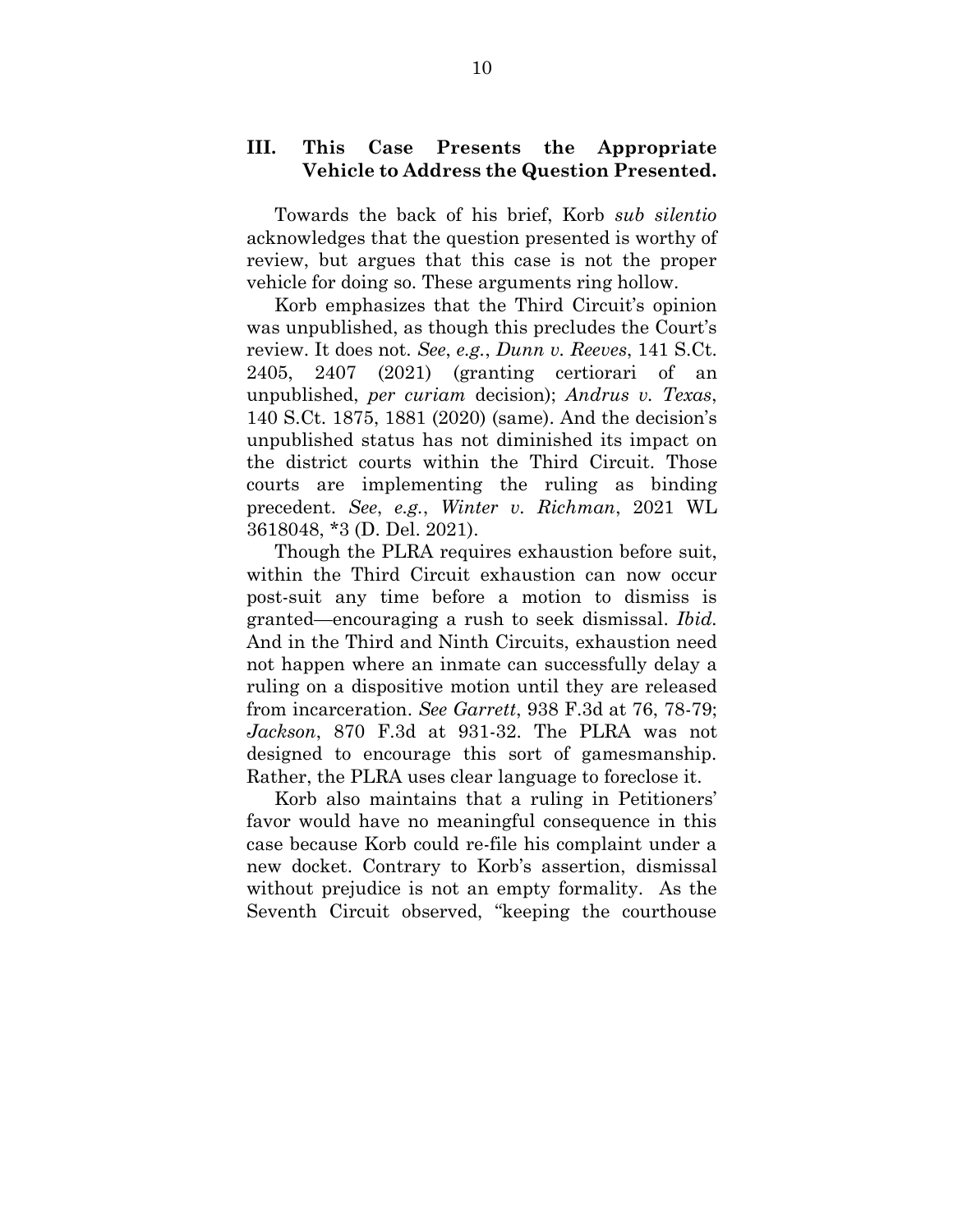## III. This Case Presents the Appropriate Vehicle to Address the Question Presented.

Towards the back of his brief, Korb *sub silentio* acknowledges that the question presented is worthy of review, but argues that this case is not the proper vehicle for doing so. These arguments ring hollow.

Korb emphasizes that the Third Circuit's opinion was unpublished, as though this precludes the Court's review. It does not. *See*, *e.g.*, *Dunn v. Reeves*, 141 S.Ct. 2405, 2407 (2021) (granting certiorari of an unpublished, *per curiam* decision); *Andrus v. Texas*, 140 S.Ct. 1875, 1881 (2020) (same). And the decision's unpublished status has not diminished its impact on the district courts within the Third Circuit. Those courts are implementing the ruling as binding precedent. *See*, *e.g.*, *Winter v. Richman*, 2021 WL 3618048, *3 (D. Del. 2021).

Though the PLRA requires exhaustion before suit, within the Third Circuit exhaustion can now occur post-suit any time before a motion to dismiss is granted—encouraging a rush to seek dismissal. *Ibid.* And in the Third and Ninth Circuits, exhaustion need not happen where an inmate can successfully delay a ruling on a dispositive motion until they are released from incarceration. *See Garrett*, 938 F.3d at 76, 78-79; *Jackson*, 870 F.3d at 931-32. The PLRA was not designed to encourage this sort of gamesmanship. Rather, the PLRA uses clear language to foreclose it.

Korb also maintains that a ruling in Petitioners' favor would have no meaningful consequence in this case because Korb could re-file his complaint under a new docket. Contrary to Korb's assertion, dismissal without prejudice is not an empty formality. As the Seventh Circuit observed, "keeping the courthouse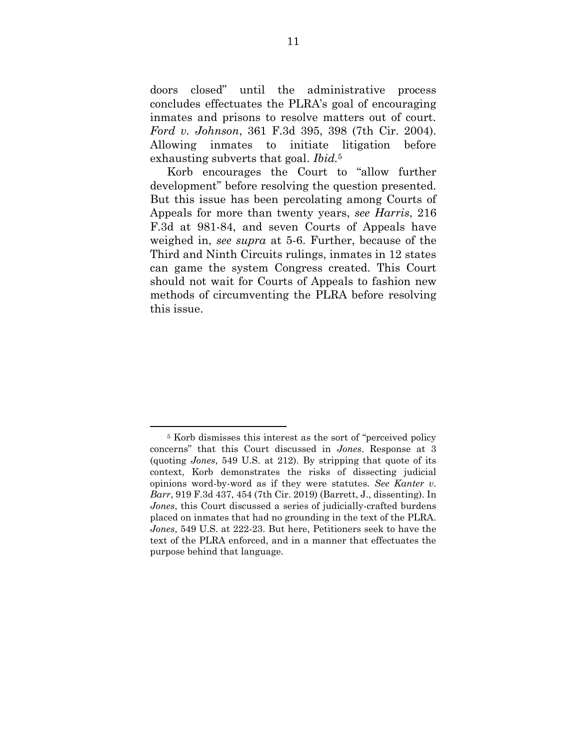doors closed" until the administrative process concludes effectuates the PLRA's goal of encouraging inmates and prisons to resolve matters out of court. *Ford v. Johnson*, 361 F.3d 395, 398 (7th Cir. 2004). Allowing inmates to initiate litigation before exhausting subverts that goal. *Ibid.*[5]

Korb encourages the Court to "allow further development" before resolving the question presented. But this issue has been percolating among Courts of Appeals for more than twenty years, *see Harris*, 216 F.3d at 981-84, and seven Courts of Appeals have weighed in, *see supra* at 5-6. Further, because of the Third and Ninth Circuits rulings, inmates in 12 states can game the system Congress created. This Court should not wait for Courts of Appeals to fashion new methods of circumventing the PLRA before resolving this issue.

---

[5] Korb dismisses this interest as the sort of "perceived policy concerns" that this Court discussed in *Jones*. Response at 3 (quoting *Jones*, 549 U.S. at 212). By stripping that quote of its context, Korb demonstrates the risks of dissecting judicial opinions word-by-word as if they were statutes. *See Kanter v. Barr*, 919 F.3d 437, 454 (7th Cir. 2019) (Barrett, J., dissenting). In *Jones*, this Court discussed a series of judicially-crafted burdens placed on inmates that had no grounding in the text of the PLRA. *Jones*, 549 U.S. at 222-23. But here, Petitioners seek to have the text of the PLRA enforced, and in a manner that effectuates the purpose behind that language.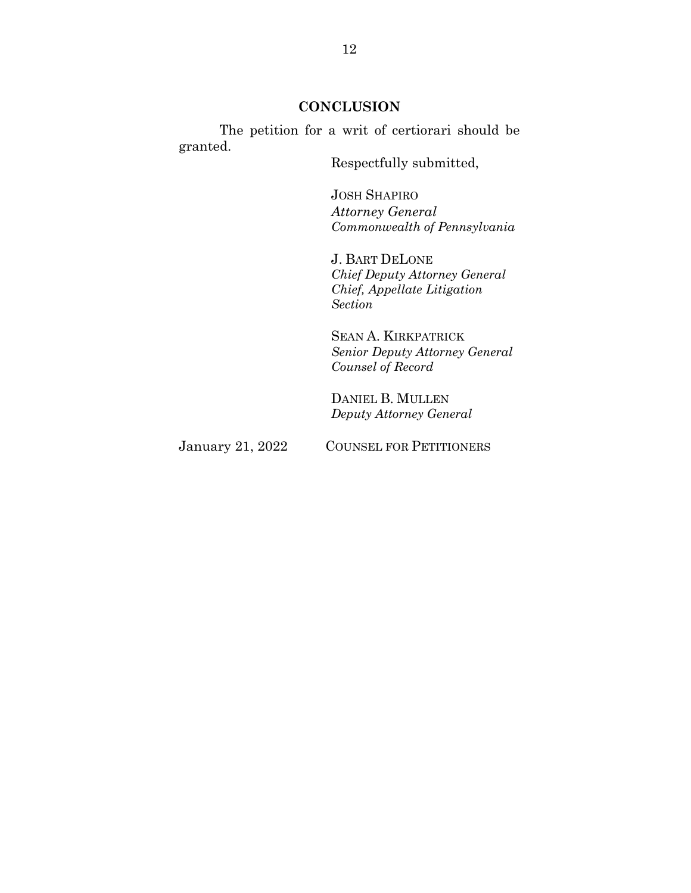## CONCLUSION

The petition for a writ of certiorari should be granted.

Respectfully submitted,

JOSH SHAPIRO
*Attorney General*
*Commonwealth of Pennsylvania*

J. BART DELONE
*Chief Deputy Attorney General*
*Chief, Appellate Litigation Section*

SEAN A. KIRKPATRICK
*Senior Deputy Attorney General*
*Counsel of Record*

DANIEL B. MULLEN
*Deputy Attorney General*

January 21, 2022 COUNSEL FOR PETITIONERS